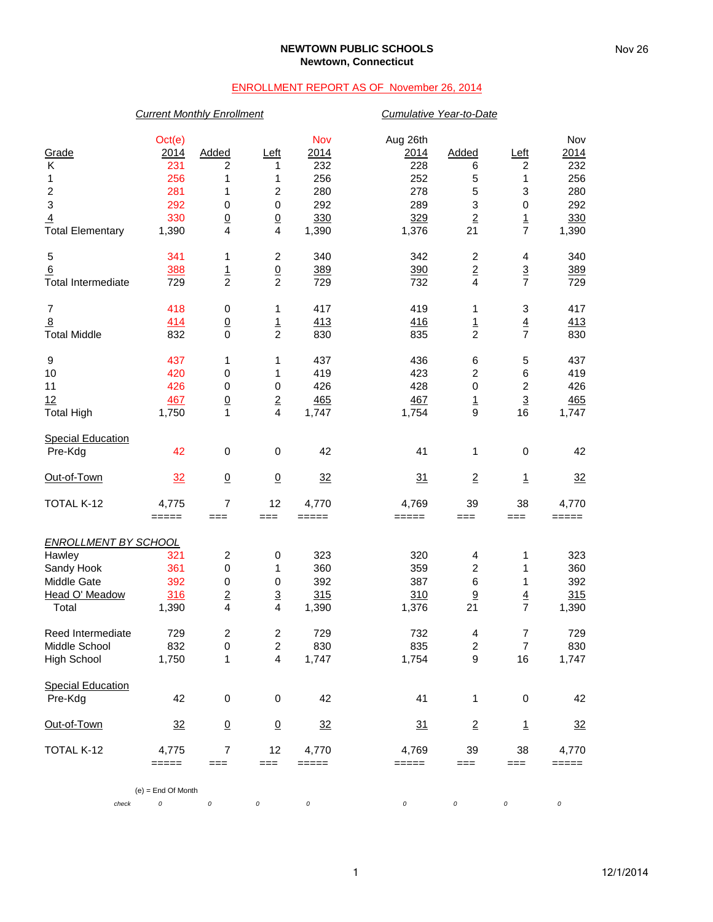# NEWTOWN PUBLIC SCHOOLS
## Newtown, Connecticut

ENROLLMENT REPORT AS OF November 26, 2014

| | *Current Monthly Enrollment* | | | | *Cumulative Year-to-Date* | | | |
|---|---|---|---|---|---|---|---|---|
| Grade | Oct(e) 2014 | Added | Left | Nov 2014 | Aug 26th 2014 | Added | Left | Nov 2014 |
| K | 231 | 2 | 1 | 232 | 228 | 6 | 2 | 232 |
| 1 | 256 | 1 | 1 | 256 | 252 | 5 | 1 | 256 |
| 2 | 281 | 1 | 2 | 280 | 278 | 5 | 3 | 280 |
| 3 | 292 | 0 | 0 | 292 | 289 | 3 | 0 | 292 |
| 4 | 330 | 0 | 0 | 330 | 329 | 2 | 1 | 330 |
| Total Elementary | 1,390 | 4 | 4 | 1,390 | 1,376 | 21 | 7 | 1,390 |
| 5 | 341 | 1 | 2 | 340 | 342 | 2 | 4 | 340 |
| 6 | 388 | 1 | 0 | 389 | 390 | 2 | 3 | 389 |
| Total Intermediate | 729 | 2 | 2 | 729 | 732 | 4 | 7 | 729 |
| 7 | 418 | 0 | 1 | 417 | 419 | 1 | 3 | 417 |
| 8 | 414 | 0 | 1 | 413 | 416 | 1 | 4 | 413 |
| Total Middle | 832 | 0 | 2 | 830 | 835 | 2 | 7 | 830 |
| 9 | 437 | 1 | 1 | 437 | 436 | 6 | 5 | 437 |
| 10 | 420 | 0 | 1 | 419 | 423 | 2 | 6 | 419 |
| 11 | 426 | 0 | 0 | 426 | 428 | 0 | 2 | 426 |
| 12 | 467 | 0 | 2 | 465 | 467 | 1 | 3 | 465 |
| Total High | 1,750 | 1 | 4 | 1,747 | 1,754 | 9 | 16 | 1,747 |
| Special Education Pre-Kdg | 42 | 0 | 0 | 42 | 41 | 1 | 0 | 42 |
| Out-of-Town | 32 | 0 | 0 | 32 | 31 | 2 | 1 | 32 |
| TOTAL K-12 | 4,775 | 7 | 12 | 4,770 | 4,769 | 39 | 38 | 4,770 |

| *ENROLLMENT BY SCHOOL* | Oct(e) 2014 | Added | Left | Nov 2014 | Aug 26th 2014 | Added | Left | Nov 2014 |
|---|---|---|---|---|---|---|---|---|
| Hawley | 321 | 2 | 0 | 323 | 320 | 4 | 1 | 323 |
| Sandy Hook | 361 | 0 | 1 | 360 | 359 | 2 | 1 | 360 |
| Middle Gate | 392 | 0 | 0 | 392 | 387 | 6 | 1 | 392 |
| Head O' Meadow | 316 | 2 | 3 | 315 | 310 | 9 | 4 | 315 |
| Total | 1,390 | 4 | 4 | 1,390 | 1,376 | 21 | 7 | 1,390 |
| Reed Intermediate | 729 | 2 | 2 | 729 | 732 | 4 | 7 | 729 |
| Middle School | 832 | 0 | 2 | 830 | 835 | 2 | 7 | 830 |
| High School | 1,750 | 1 | 4 | 1,747 | 1,754 | 9 | 16 | 1,747 |
| Special Education Pre-Kdg | 42 | 0 | 0 | 42 | 41 | 1 | 0 | 42 |
| Out-of-Town | 32 | 0 | 0 | 32 | 31 | 2 | 1 | 32 |
| TOTAL K-12 | 4,775 | 7 | 12 | 4,770 | 4,769 | 39 | 38 | 4,770 |
| *check* | 0 | 0 | 0 | 0 | 0 | 0 | 0 | 0 |

(e) = End Of Month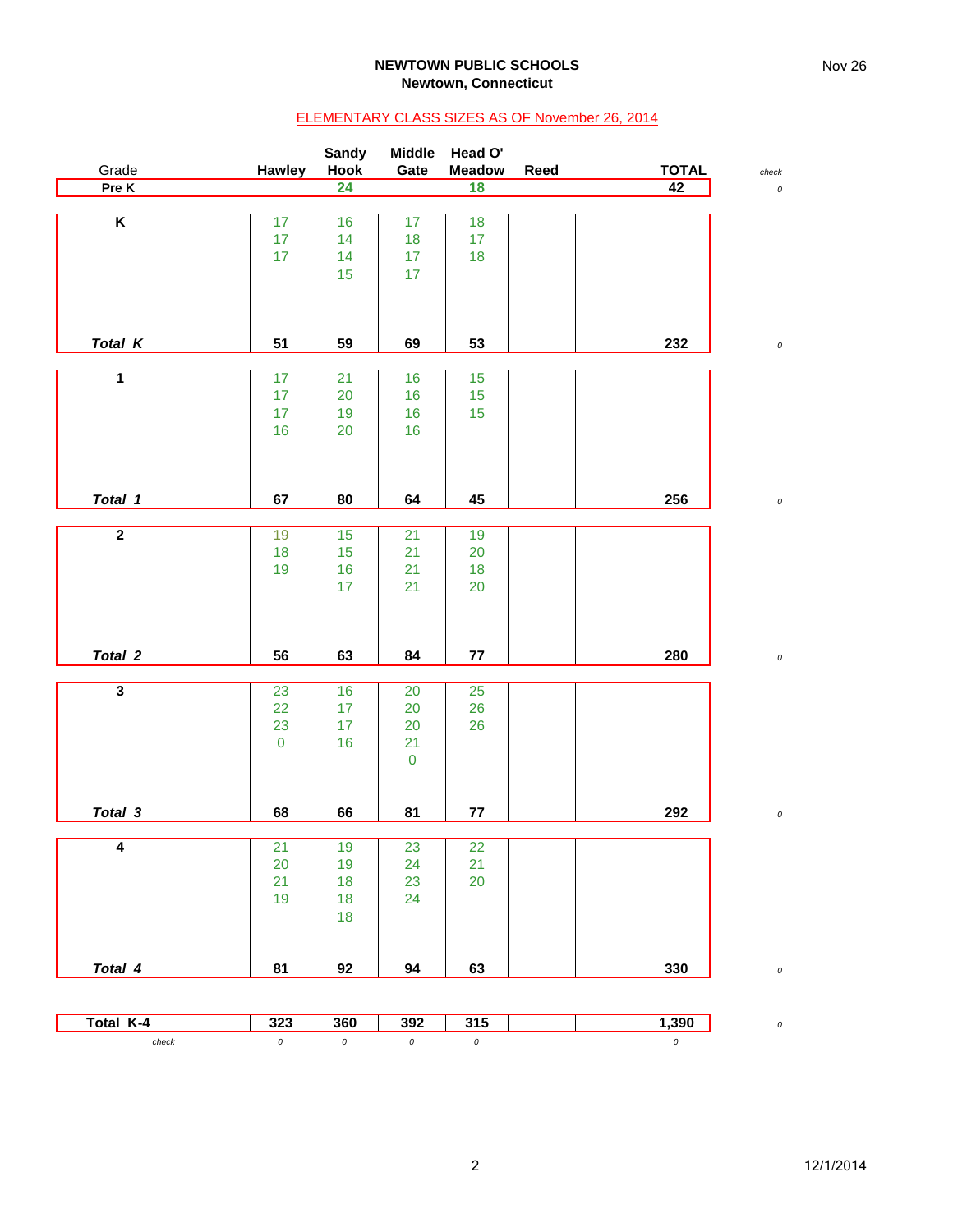Nov 26

**NEWTOWN PUBLIC SCHOOLS**
**Newtown, Connecticut**

ELEMENTARY CLASS SIZES AS OF November 26, 2014

| Grade | Hawley | Sandy Hook | Middle Gate | Head O' Meadow | Reed | TOTAL | check |
|---|---|---|---|---|---|---|---|
| **Pre K** | | 24 | | 18 | | 42 | 0 |
| **K** | 17 | 16 | 17 | 18 | | | |
| | 17 | 14 | 18 | 17 | | | |
| | 17 | 14 | 17 | 18 | | | |
| | | 15 | 17 | | | | |
| ***Total K*** | **51** | **59** | **69** | **53** | | **232** | 0 |
| **1** | 17 | 21 | 16 | 15 | | | |
| | 17 | 20 | 16 | 15 | | | |
| | 17 | 19 | 16 | 15 | | | |
| | 16 | 20 | 16 | | | | |
| ***Total 1*** | **67** | **80** | **64** | **45** | | **256** | 0 |
| **2** | 19 | 15 | 21 | 19 | | | |
| | 18 | 15 | 21 | 20 | | | |
| | 19 | 16 | 21 | 18 | | | |
| | | 17 | 21 | 20 | | | |
| ***Total 2*** | **56** | **63** | **84** | **77** | | **280** | 0 |
| **3** | 23 | 16 | 20 | 25 | | | |
| | 22 | 17 | 20 | 26 | | | |
| | 23 | 17 | 20 | 26 | | | |
| | 0 | 16 | 21 | | | | |
| | | | 0 | | | | |
| ***Total 3*** | **68** | **66** | **81** | **77** | | **292** | 0 |
| **4** | 21 | 19 | 23 | 22 | | | |
| | 20 | 19 | 24 | 21 | | | |
| | 21 | 18 | 23 | 20 | | | |
| | 19 | 18 | 24 | | | | |
| | | 18 | | | | | |
| ***Total 4*** | **81** | **92** | **94** | **63** | | **330** | 0 |
| **Total K-4** | **323** | **360** | **392** | **315** | | **1,390** | 0 |
| *check* | *0* | *0* | *0* | *0* | | *0* | |

12/1/2014